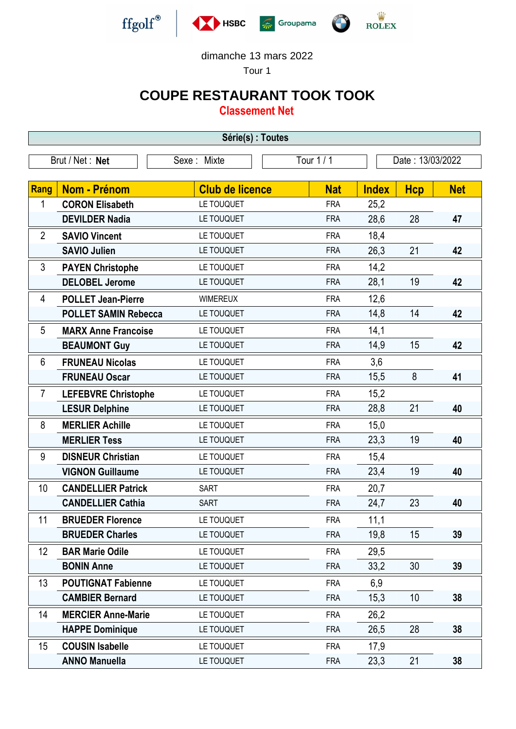ffgolf® HSBC Groupama BMW ROLEX

dimanche 13 mars 2022

Tour 1

# COUPE RESTAURANT TOOK TOOK

## Classement Net

| Série(s) : Toutes | | | |
|---|---|---|---|
| Brut / Net : **Net** | Sexe : Mixte | Tour 1 / 1 | Date : 13/03/2022 |

| Rang | Nom - Prénom | Club de licence | Nat | Index | Hcp | Net |
|---|---|---|---|---|---|---|
| 1 | **CORON Elisabeth** | LE TOUQUET | FRA | 25,2 | | |
| | **DEVILDER Nadia** | LE TOUQUET | FRA | 28,6 | 28 | **47** |
| 2 | **SAVIO Vincent** | LE TOUQUET | FRA | 18,4 | | |
| | **SAVIO Julien** | LE TOUQUET | FRA | 26,3 | 21 | **42** |
| 3 | **PAYEN Christophe** | LE TOUQUET | FRA | 14,2 | | |
| | **DELOBEL Jerome** | LE TOUQUET | FRA | 28,1 | 19 | **42** |
| 4 | **POLLET Jean-Pierre** | WIMEREUX | FRA | 12,6 | | |
| | **POLLET SAMIN Rebecca** | LE TOUQUET | FRA | 14,8 | 14 | **42** |
| 5 | **MARX Anne Francoise** | LE TOUQUET | FRA | 14,1 | | |
| | **BEAUMONT Guy** | LE TOUQUET | FRA | 14,9 | 15 | **42** |
| 6 | **FRUNEAU Nicolas** | LE TOUQUET | FRA | 3,6 | | |
| | **FRUNEAU Oscar** | LE TOUQUET | FRA | 15,5 | 8 | **41** |
| 7 | **LEFEBVRE Christophe** | LE TOUQUET | FRA | 15,2 | | |
| | **LESUR Delphine** | LE TOUQUET | FRA | 28,8 | 21 | **40** |
| 8 | **MERLIER Achille** | LE TOUQUET | FRA | 15,0 | | |
| | **MERLIER Tess** | LE TOUQUET | FRA | 23,3 | 19 | **40** |
| 9 | **DISNEUR Christian** | LE TOUQUET | FRA | 15,4 | | |
| | **VIGNON Guillaume** | LE TOUQUET | FRA | 23,4 | 19 | **40** |
| 10 | **CANDELLIER Patrick** | SART | FRA | 20,7 | | |
| | **CANDELLIER Cathia** | SART | FRA | 24,7 | 23 | **40** |
| 11 | **BRUEDER Florence** | LE TOUQUET | FRA | 11,1 | | |
| | **BRUEDER Charles** | LE TOUQUET | FRA | 19,8 | 15 | **39** |
| 12 | **BAR Marie Odile** | LE TOUQUET | FRA | 29,5 | | |
| | **BONIN Anne** | LE TOUQUET | FRA | 33,2 | 30 | **39** |
| 13 | **POUTIGNAT Fabienne** | LE TOUQUET | FRA | 6,9 | | |
| | **CAMBIER Bernard** | LE TOUQUET | FRA | 15,3 | 10 | **38** |
| 14 | **MERCIER Anne-Marie** | LE TOUQUET | FRA | 26,2 | | |
| | **HAPPE Dominique** | LE TOUQUET | FRA | 26,5 | 28 | **38** |
| 15 | **COUSIN Isabelle** | LE TOUQUET | FRA | 17,9 | | |
| | **ANNO Manuella** | LE TOUQUET | FRA | 23,3 | 21 | **38** |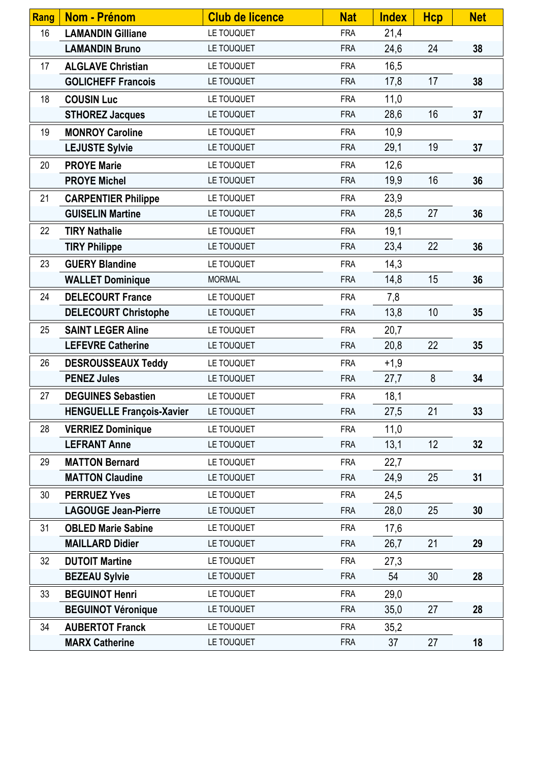| Rang | Nom - Prénom | Club de licence | Nat | Index | Hcp | Net |
|---|---|---|---|---|---|---|
| 16 | **LAMANDIN Gilliane** | LE TOUQUET | FRA | 21,4 | | |
| | **LAMANDIN Bruno** | LE TOUQUET | FRA | 24,6 | 24 | **38** |
| 17 | **ALGLAVE Christian** | LE TOUQUET | FRA | 16,5 | | |
| | **GOLICHEFF Francois** | LE TOUQUET | FRA | 17,8 | 17 | **38** |
| 18 | **COUSIN Luc** | LE TOUQUET | FRA | 11,0 | | |
| | **STHOREZ Jacques** | LE TOUQUET | FRA | 28,6 | 16 | **37** |
| 19 | **MONROY Caroline** | LE TOUQUET | FRA | 10,9 | | |
| | **LEJUSTE Sylvie** | LE TOUQUET | FRA | 29,1 | 19 | **37** |
| 20 | **PROYE Marie** | LE TOUQUET | FRA | 12,6 | | |
| | **PROYE Michel** | LE TOUQUET | FRA | 19,9 | 16 | **36** |
| 21 | **CARPENTIER Philippe** | LE TOUQUET | FRA | 23,9 | | |
| | **GUISELIN Martine** | LE TOUQUET | FRA | 28,5 | 27 | **36** |
| 22 | **TIRY Nathalie** | LE TOUQUET | FRA | 19,1 | | |
| | **TIRY Philippe** | LE TOUQUET | FRA | 23,4 | 22 | **36** |
| 23 | **GUERY Blandine** | LE TOUQUET | FRA | 14,3 | | |
| | **WALLET Dominique** | MORMAL | FRA | 14,8 | 15 | **36** |
| 24 | **DELECOURT France** | LE TOUQUET | FRA | 7,8 | | |
| | **DELECOURT Christophe** | LE TOUQUET | FRA | 13,8 | 10 | **35** |
| 25 | **SAINT LEGER Aline** | LE TOUQUET | FRA | 20,7 | | |
| | **LEFEVRE Catherine** | LE TOUQUET | FRA | 20,8 | 22 | **35** |
| 26 | **DESROUSSEAUX Teddy** | LE TOUQUET | FRA | +1,9 | | |
| | **PENEZ Jules** | LE TOUQUET | FRA | 27,7 | 8 | **34** |
| 27 | **DEGUINES Sebastien** | LE TOUQUET | FRA | 18,1 | | |
| | **HENGUELLE François-Xavier** | LE TOUQUET | FRA | 27,5 | 21 | **33** |
| 28 | **VERRIEZ Dominique** | LE TOUQUET | FRA | 11,0 | | |
| | **LEFRANT Anne** | LE TOUQUET | FRA | 13,1 | 12 | **32** |
| 29 | **MATTON Bernard** | LE TOUQUET | FRA | 22,7 | | |
| | **MATTON Claudine** | LE TOUQUET | FRA | 24,9 | 25 | **31** |
| 30 | **PERRUEZ Yves** | LE TOUQUET | FRA | 24,5 | | |
| | **LAGOUGE Jean-Pierre** | LE TOUQUET | FRA | 28,0 | 25 | **30** |
| 31 | **OBLED Marie Sabine** | LE TOUQUET | FRA | 17,6 | | |
| | **MAILLARD Didier** | LE TOUQUET | FRA | 26,7 | 21 | **29** |
| 32 | **DUTOIT Martine** | LE TOUQUET | FRA | 27,3 | | |
| | **BEZEAU Sylvie** | LE TOUQUET | FRA | 54 | 30 | **28** |
| 33 | **BEGUINOT Henri** | LE TOUQUET | FRA | 29,0 | | |
| | **BEGUINOT Véronique** | LE TOUQUET | FRA | 35,0 | 27 | **28** |
| 34 | **AUBERTOT Franck** | LE TOUQUET | FRA | 35,2 | | |
| | **MARX Catherine** | LE TOUQUET | FRA | 37 | 27 | **18** |